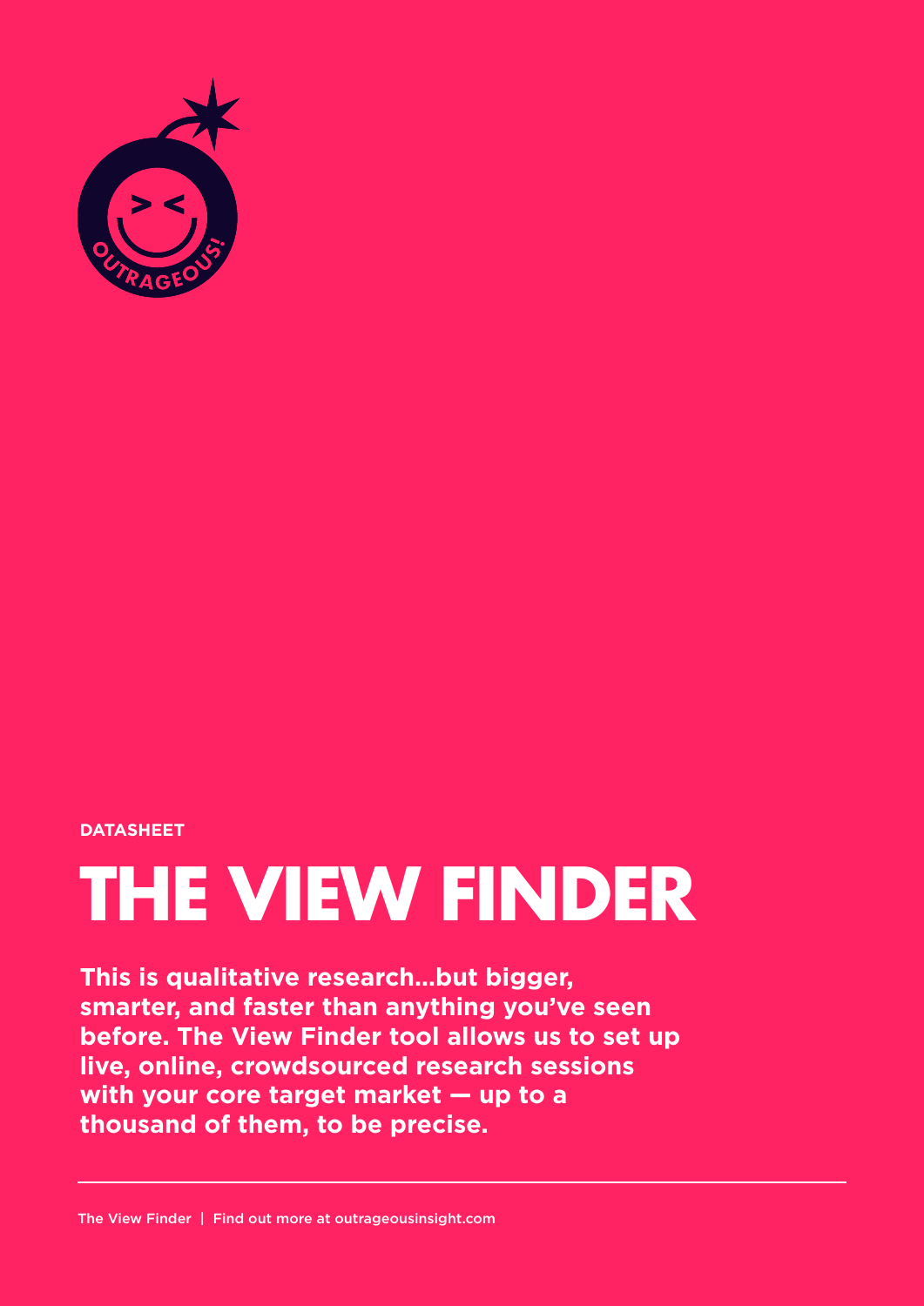DATASHEET

# THE VIEW FINDER

**This is qualitative research...but bigger, smarter, and faster than anything you've seen before. The View Finder tool allows us to set up live, online, crowdsourced research sessions with your core target market — up to a thousand of them, to be precise.**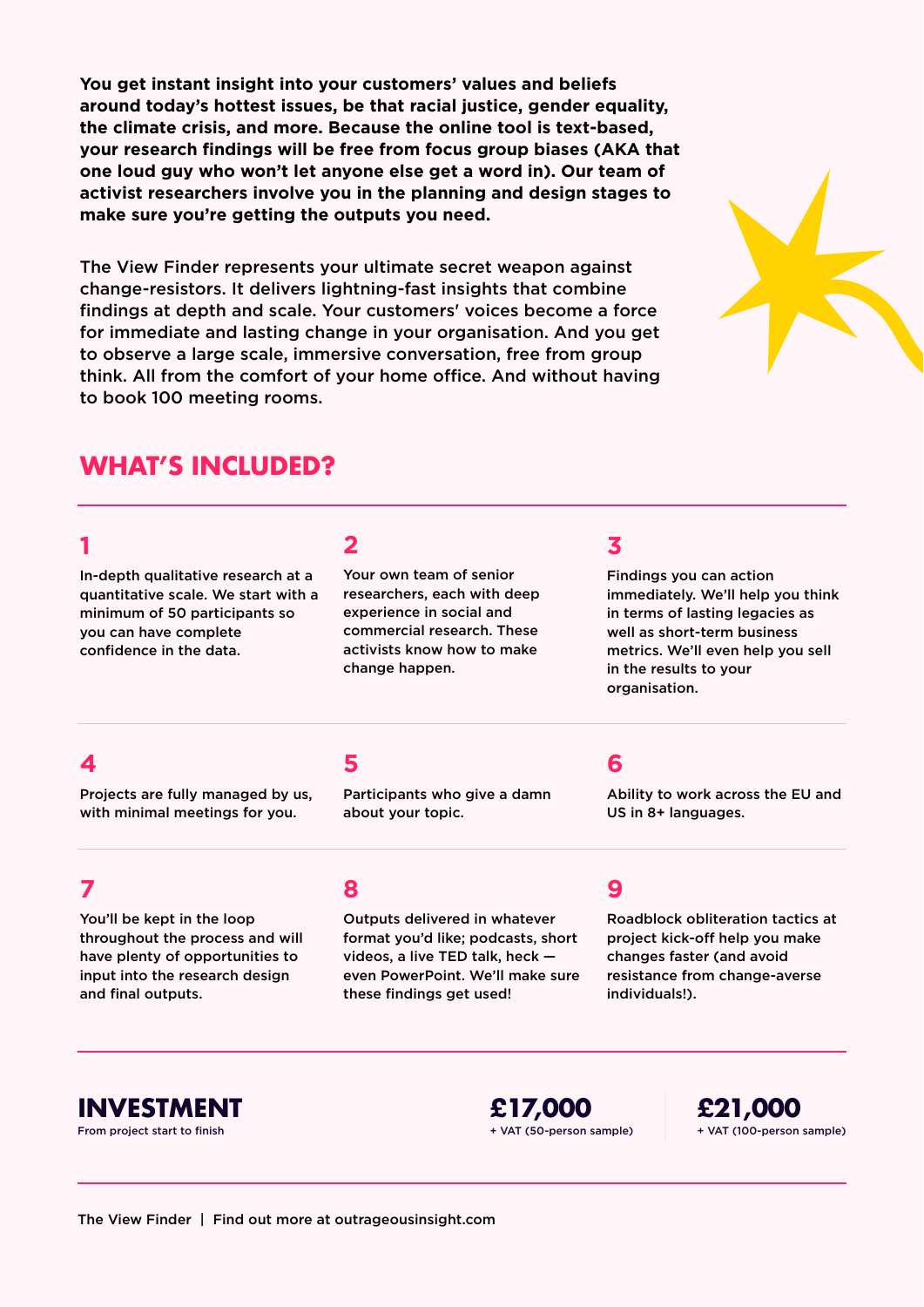**You get instant insight into your customers' values and beliefs around today's hottest issues, be that racial justice, gender equality, the climate crisis, and more. Because the online tool is text-based, your research findings will be free from focus group biases (AKA that one loud guy who won't let anyone else get a word in). Our team of activist researchers involve you in the planning and design stages to make sure you're getting the outputs you need.**

The View Finder represents your ultimate secret weapon against change-resistors. It delivers lightning-fast insights that combine findings at depth and scale. Your customers' voices become a force for immediate and lasting change in your organisation. And you get to observe a large scale, immersive conversation, free from group think. All from the comfort of your home office. And without having to book 100 meeting rooms.

## WHAT'S INCLUDED?

### 1

In-depth qualitative research at a quantitative scale. We start with a minimum of 50 participants so you can have complete confidence in the data.

### 2

Your own team of senior researchers, each with deep experience in social and commercial research. These activists know how to make change happen.

### 3

Findings you can action immediately. We'll help you think in terms of lasting legacies as well as short-term business metrics. We'll even help you sell in the results to your organisation.

### 4

Projects are fully managed by us, with minimal meetings for you.

### 5

Participants who give a damn about your topic.

### 6

Ability to work across the EU and US in 8+ languages.

### 7

You'll be kept in the loop throughout the process and will have plenty of opportunities to input into the research design and final outputs.

### 8

Outputs delivered in whatever format you'd like; podcasts, short videos, a live TED talk, heck — even PowerPoint. We'll make sure these findings get used!

### 9

Roadblock obliteration tactics at project kick-off help you make changes faster (and avoid resistance from change-averse individuals!).

## INVESTMENT

From project start to finish

**£17,000**
+ VAT (50-person sample)

**£21,000**
+ VAT (100-person sample)

The View Finder | Find out more at outrageousinsight.com